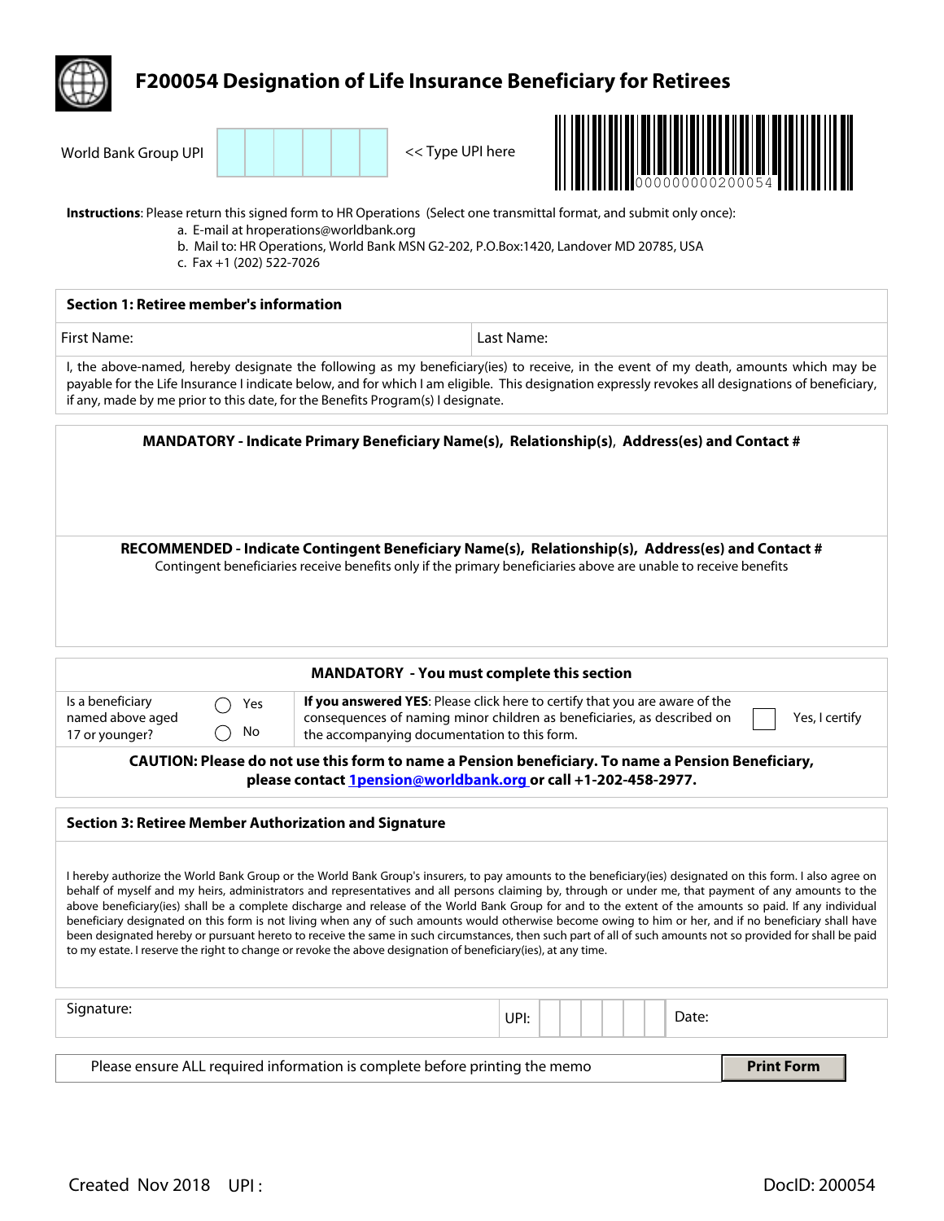# F200054 Designation of Life Insurance Beneficiary for Retirees

World Bank Group UPI | | | | | | << Type UPI here

000000000200054

**Instructions**: Please return this signed form to HR Operations (Select one transmittal format, and submit only once):

a. E-mail at hroperations@worldbank.org
b. Mail to: HR Operations, World Bank MSN G2-202, P.O.Box:1420, Landover MD 20785, USA
c. Fax +1 (202) 522-7026

## Section 1: Retiree member's information

| First Name: | Last Name: |
|---|---|

I, the above-named, hereby designate the following as my beneficiary(ies) to receive, in the event of my death, amounts which may be payable for the Life Insurance I indicate below, and for which I am eligible. This designation expressly revokes all designations of beneficiary, if any, made by me prior to this date, for the Benefits Program(s) I designate.

**MANDATORY - Indicate Primary Beneficiary Name(s), Relationship(s), Address(es) and Contact #**

**RECOMMENDED - Indicate Contingent Beneficiary Name(s), Relationship(s), Address(es) and Contact #**

Contingent beneficiaries receive benefits only if the primary beneficiaries above are unable to receive benefits

**MANDATORY - You must complete this section**

| Is a beneficiary named above aged 17 or younger? | ◯ Yes ◯ No | **If you answered YES**: Please click here to certify that you are aware of the consequences of naming minor children as beneficiaries, as described on the accompanying documentation to this form. | ☐ Yes, I certify |
|---|---|---|---|

**CAUTION: Please do not use this form to name a Pension beneficiary. To name a Pension Beneficiary, please contact 1pension@worldbank.org or call +1-202-458-2977.**

## Section 3: Retiree Member Authorization and Signature

I hereby authorize the World Bank Group or the World Bank Group's insurers, to pay amounts to the beneficiary(ies) designated on this form. I also agree on behalf of myself and my heirs, administrators and representatives and all persons claiming by, through or under me, that payment of any amounts to the above beneficiary(ies) shall be a complete discharge and release of the World Bank Group for and to the extent of the amounts so paid. If any individual beneficiary designated on this form is not living when any of such amounts would otherwise become owing to him or her, and if no beneficiary shall have been designated hereby or pursuant hereto to receive the same in such circumstances, then such part of all of such amounts not so provided for shall be paid to my estate. I reserve the right to change or revoke the above designation of beneficiary(ies), at any time.

| Signature: | UPI: | Date: |
|---|---|---|

Please ensure ALL required information is complete before printing the memo | **Print Form**

Created Nov 2018 UPI : DocID: 200054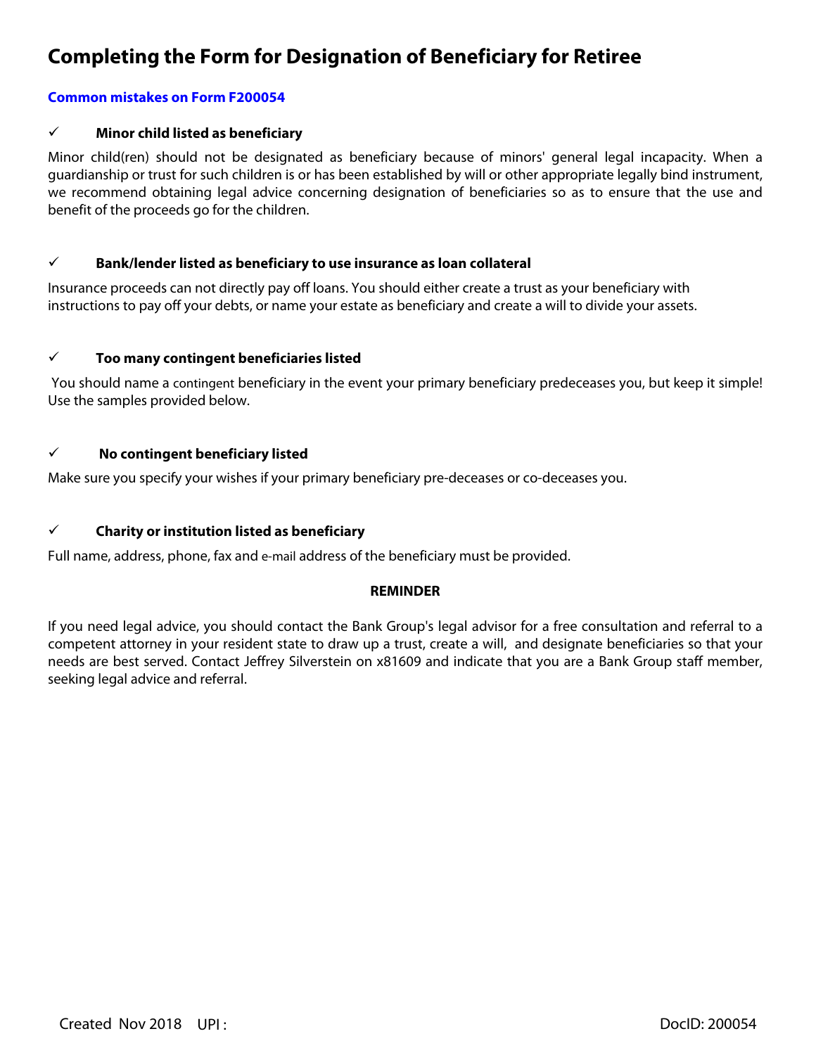# Completing the Form for Designation of Beneficiary for Retiree

**Common mistakes on Form F200054**

✓ **Minor child listed as beneficiary**

Minor child(ren) should not be designated as beneficiary because of minors' general legal incapacity. When a guardianship or trust for such children is or has been established by will or other appropriate legally bind instrument, we recommend obtaining legal advice concerning designation of beneficiaries so as to ensure that the use and benefit of the proceeds go for the children.

✓ **Bank/lender listed as beneficiary to use insurance as loan collateral**

Insurance proceeds can not directly pay off loans. You should either create a trust as your beneficiary with instructions to pay off your debts, or name your estate as beneficiary and create a will to divide your assets.

✓ **Too many contingent beneficiaries listed**

You should name a contingent beneficiary in the event your primary beneficiary predeceases you, but keep it simple! Use the samples provided below.

✓ **No contingent beneficiary listed**

Make sure you specify your wishes if your primary beneficiary pre-deceases or co-deceases you.

✓ **Charity or institution listed as beneficiary**

Full name, address, phone, fax and e-mail address of the beneficiary must be provided.

**REMINDER**

If you need legal advice, you should contact the Bank Group's legal advisor for a free consultation and referral to a competent attorney in your resident state to draw up a trust, create a will, and designate beneficiaries so that your needs are best served. Contact Jeffrey Silverstein on x81609 and indicate that you are a Bank Group staff member, seeking legal advice and referral.

Created Nov 2018 UPI : DocID: 200054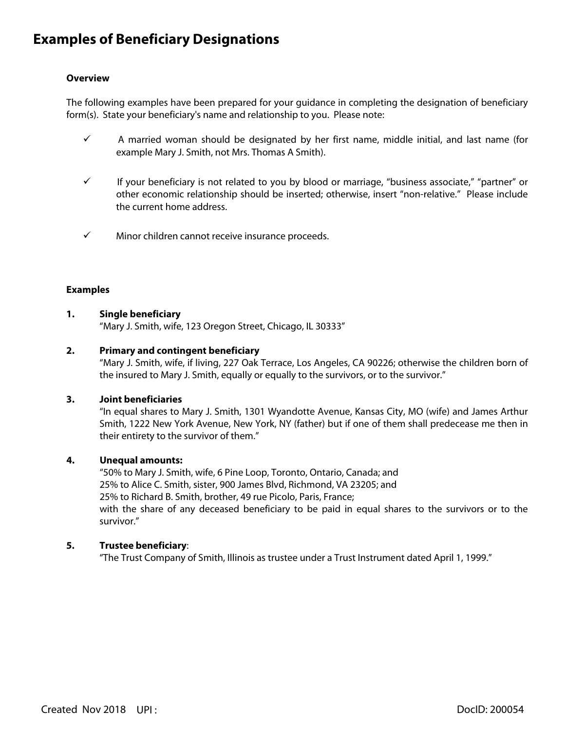# Examples of Beneficiary Designations

### Overview

The following examples have been prepared for your guidance in completing the designation of beneficiary form(s). State your beneficiary's name and relationship to you. Please note:

- ✓ A married woman should be designated by her first name, middle initial, and last name (for example Mary J. Smith, not Mrs. Thomas A Smith).
- ✓ If your beneficiary is not related to you by blood or marriage, "business associate," "partner" or other economic relationship should be inserted; otherwise, insert "non-relative." Please include the current home address.
- ✓ Minor children cannot receive insurance proceeds.

### Examples

1. **Single beneficiary**
   "Mary J. Smith, wife, 123 Oregon Street, Chicago, IL 30333"

2. **Primary and contingent beneficiary**
   "Mary J. Smith, wife, if living, 227 Oak Terrace, Los Angeles, CA 90226; otherwise the children born of the insured to Mary J. Smith, equally or equally to the survivors, or to the survivor."

3. **Joint beneficiaries**
   "In equal shares to Mary J. Smith, 1301 Wyandotte Avenue, Kansas City, MO (wife) and James Arthur Smith, 1222 New York Avenue, New York, NY (father) but if one of them shall predecease me then in their entirety to the survivor of them."

4. **Unequal amounts:**
   "50% to Mary J. Smith, wife, 6 Pine Loop, Toronto, Ontario, Canada; and
   25% to Alice C. Smith, sister, 900 James Blvd, Richmond, VA 23205; and
   25% to Richard B. Smith, brother, 49 rue Picolo, Paris, France;
   with the share of any deceased beneficiary to be paid in equal shares to the survivors or to the survivor."

5. **Trustee beneficiary**:
   "The Trust Company of Smith, Illinois as trustee under a Trust Instrument dated April 1, 1999."

Created Nov 2018 UPI : DocID: 200054